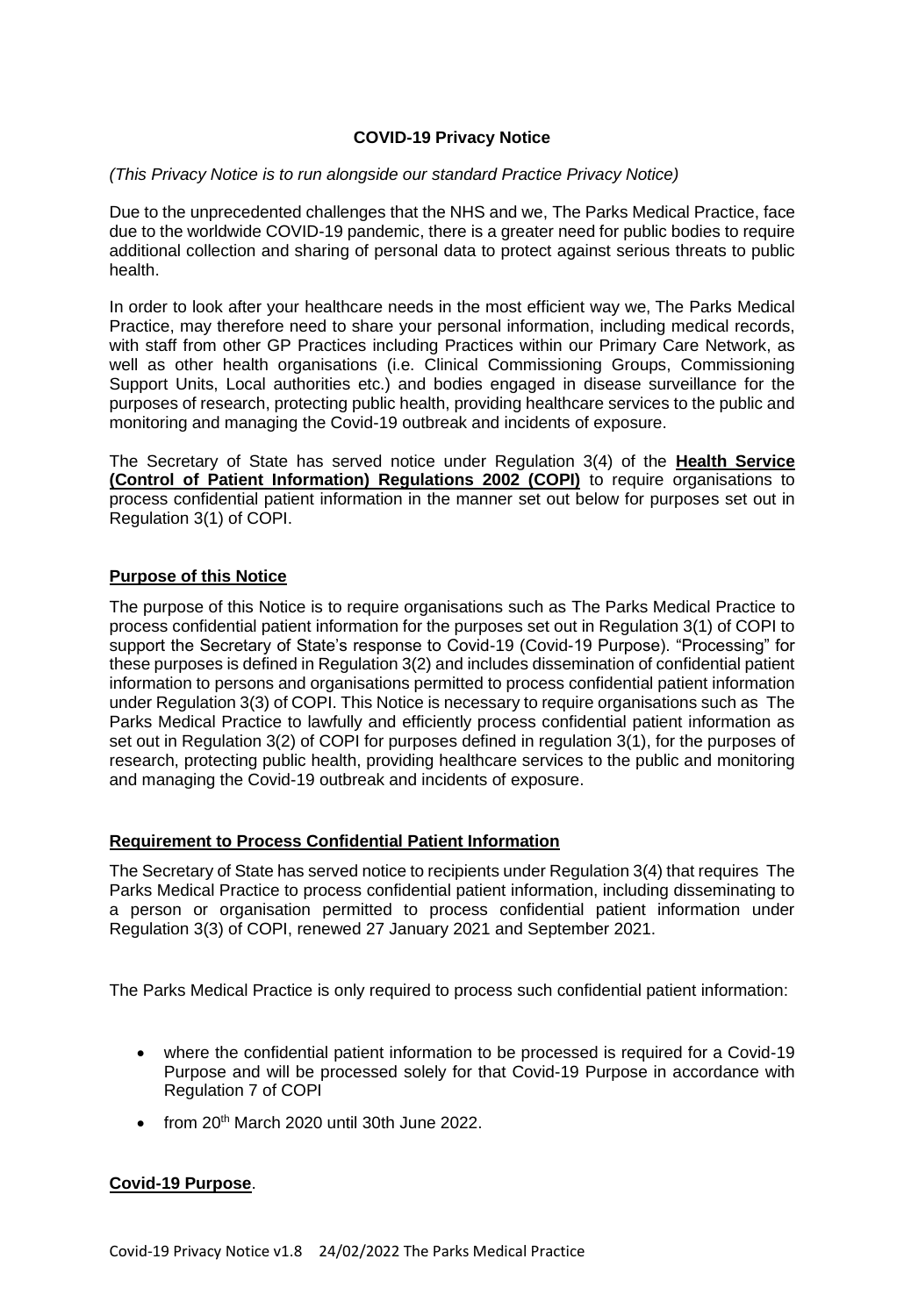# COVID-19 Privacy Notice

*(This Privacy Notice is to run alongside our standard Practice Privacy Notice)*

Due to the unprecedented challenges that the NHS and we, The Parks Medical Practice, face due to the worldwide COVID-19 pandemic, there is a greater need for public bodies to require additional collection and sharing of personal data to protect against serious threats to public health.

In order to look after your healthcare needs in the most efficient way we, The Parks Medical Practice, may therefore need to share your personal information, including medical records, with staff from other GP Practices including Practices within our Primary Care Network, as well as other health organisations (i.e. Clinical Commissioning Groups, Commissioning Support Units, Local authorities etc.) and bodies engaged in disease surveillance for the purposes of research, protecting public health, providing healthcare services to the public and monitoring and managing the Covid-19 outbreak and incidents of exposure.

The Secretary of State has served notice under Regulation 3(4) of the **Health Service (Control of Patient Information) Regulations 2002 (COPI)** to require organisations to process confidential patient information in the manner set out below for purposes set out in Regulation 3(1) of COPI.

## Purpose of this Notice

The purpose of this Notice is to require organisations such as The Parks Medical Practice to process confidential patient information for the purposes set out in Regulation 3(1) of COPI to support the Secretary of State's response to Covid-19 (Covid-19 Purpose). "Processing" for these purposes is defined in Regulation 3(2) and includes dissemination of confidential patient information to persons and organisations permitted to process confidential patient information under Regulation 3(3) of COPI. This Notice is necessary to require organisations such as The Parks Medical Practice to lawfully and efficiently process confidential patient information as set out in Regulation 3(2) of COPI for purposes defined in regulation 3(1), for the purposes of research, protecting public health, providing healthcare services to the public and monitoring and managing the Covid-19 outbreak and incidents of exposure.

## Requirement to Process Confidential Patient Information

The Secretary of State has served notice to recipients under Regulation 3(4) that requires The Parks Medical Practice to process confidential patient information, including disseminating to a person or organisation permitted to process confidential patient information under Regulation 3(3) of COPI, renewed 27 January 2021 and September 2021.

The Parks Medical Practice is only required to process such confidential patient information:

- where the confidential patient information to be processed is required for a Covid-19 Purpose and will be processed solely for that Covid-19 Purpose in accordance with Regulation 7 of COPI
- from 20th March 2020 until 30th June 2022.

## Covid-19 Purpose.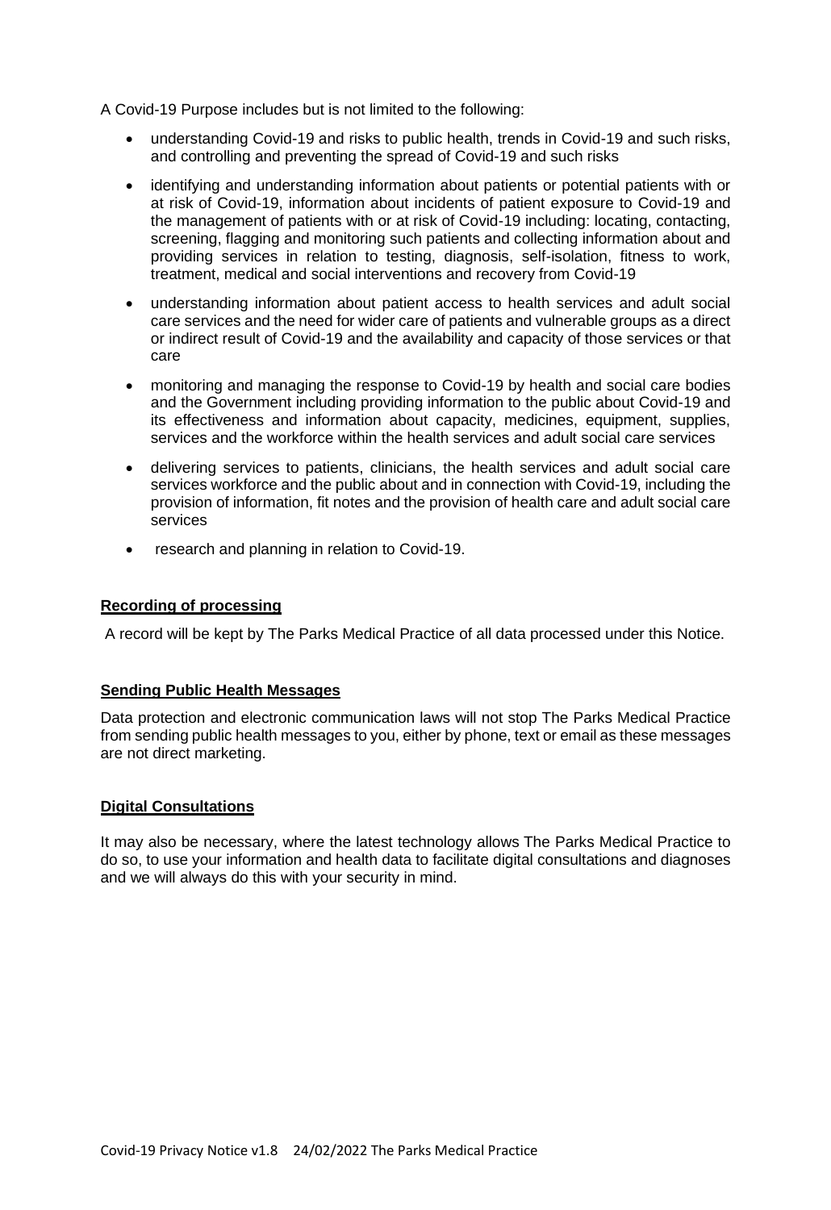A Covid-19 Purpose includes but is not limited to the following:

- understanding Covid-19 and risks to public health, trends in Covid-19 and such risks, and controlling and preventing the spread of Covid-19 and such risks
- identifying and understanding information about patients or potential patients with or at risk of Covid-19, information about incidents of patient exposure to Covid-19 and the management of patients with or at risk of Covid-19 including: locating, contacting, screening, flagging and monitoring such patients and collecting information about and providing services in relation to testing, diagnosis, self-isolation, fitness to work, treatment, medical and social interventions and recovery from Covid-19
- understanding information about patient access to health services and adult social care services and the need for wider care of patients and vulnerable groups as a direct or indirect result of Covid-19 and the availability and capacity of those services or that care
- monitoring and managing the response to Covid-19 by health and social care bodies and the Government including providing information to the public about Covid-19 and its effectiveness and information about capacity, medicines, equipment, supplies, services and the workforce within the health services and adult social care services
- delivering services to patients, clinicians, the health services and adult social care services workforce and the public about and in connection with Covid-19, including the provision of information, fit notes and the provision of health care and adult social care services
- research and planning in relation to Covid-19.

**Recording of processing**

A record will be kept by The Parks Medical Practice of all data processed under this Notice.

**Sending Public Health Messages**

Data protection and electronic communication laws will not stop The Parks Medical Practice from sending public health messages to you, either by phone, text or email as these messages are not direct marketing.

**Digital Consultations**

It may also be necessary, where the latest technology allows The Parks Medical Practice to do so, to use your information and health data to facilitate digital consultations and diagnoses and we will always do this with your security in mind.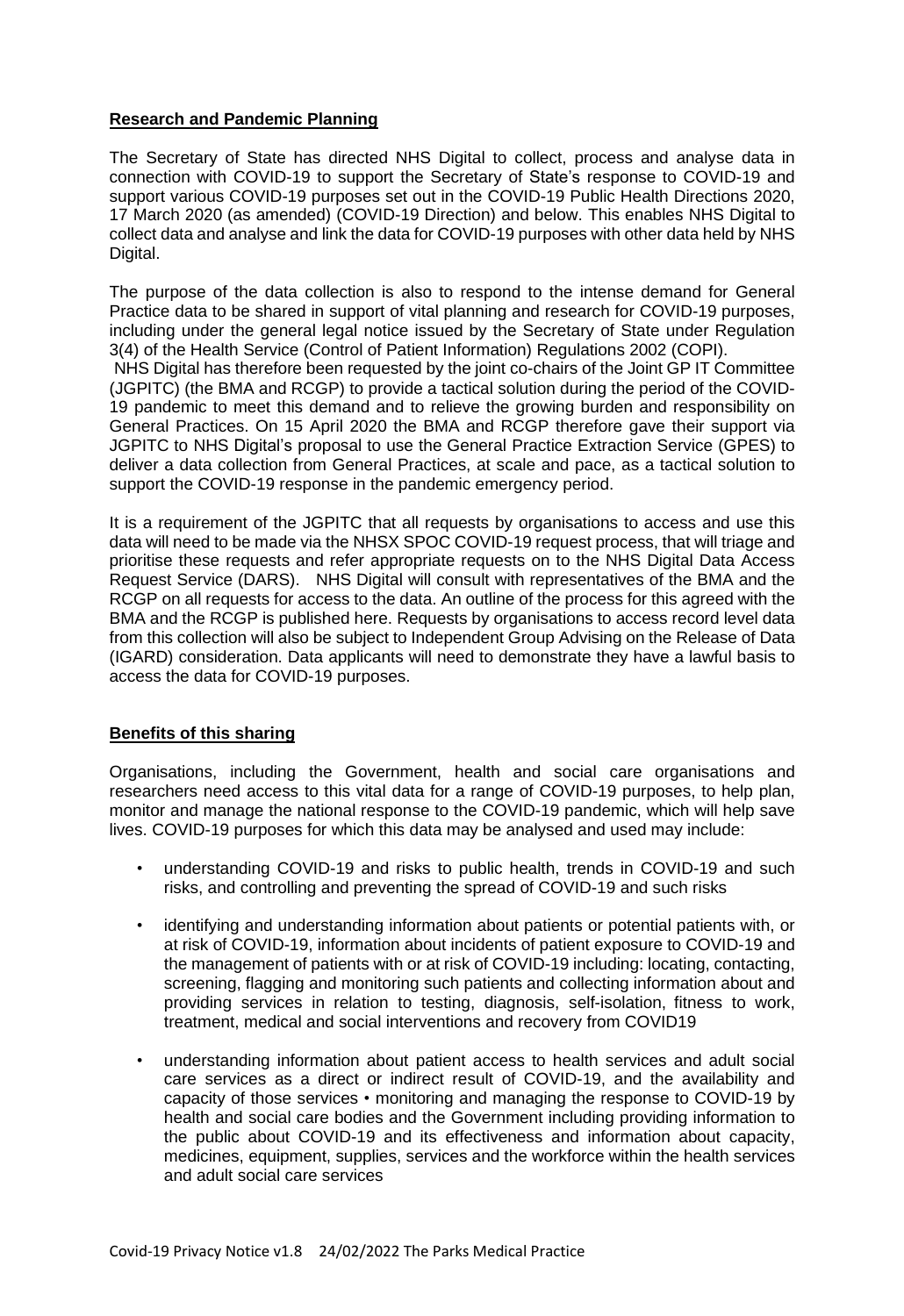**Research and Pandemic Planning**

The Secretary of State has directed NHS Digital to collect, process and analyse data in connection with COVID-19 to support the Secretary of State's response to COVID-19 and support various COVID-19 purposes set out in the COVID-19 Public Health Directions 2020, 17 March 2020 (as amended) (COVID-19 Direction) and below. This enables NHS Digital to collect data and analyse and link the data for COVID-19 purposes with other data held by NHS Digital.

The purpose of the data collection is also to respond to the intense demand for General Practice data to be shared in support of vital planning and research for COVID-19 purposes, including under the general legal notice issued by the Secretary of State under Regulation 3(4) of the Health Service (Control of Patient Information) Regulations 2002 (COPI).

NHS Digital has therefore been requested by the joint co-chairs of the Joint GP IT Committee (JGPITC) (the BMA and RCGP) to provide a tactical solution during the period of the COVID-19 pandemic to meet this demand and to relieve the growing burden and responsibility on General Practices. On 15 April 2020 the BMA and RCGP therefore gave their support via JGPITC to NHS Digital's proposal to use the General Practice Extraction Service (GPES) to deliver a data collection from General Practices, at scale and pace, as a tactical solution to support the COVID-19 response in the pandemic emergency period.

It is a requirement of the JGPITC that all requests by organisations to access and use this data will need to be made via the NHSX SPOC COVID-19 request process, that will triage and prioritise these requests and refer appropriate requests on to the NHS Digital Data Access Request Service (DARS). NHS Digital will consult with representatives of the BMA and the RCGP on all requests for access to the data. An outline of the process for this agreed with the BMA and the RCGP is published here. Requests by organisations to access record level data from this collection will also be subject to Independent Group Advising on the Release of Data (IGARD) consideration. Data applicants will need to demonstrate they have a lawful basis to access the data for COVID-19 purposes.

**Benefits of this sharing**

Organisations, including the Government, health and social care organisations and researchers need access to this vital data for a range of COVID-19 purposes, to help plan, monitor and manage the national response to the COVID-19 pandemic, which will help save lives. COVID-19 purposes for which this data may be analysed and used may include:

- understanding COVID-19 and risks to public health, trends in COVID-19 and such risks, and controlling and preventing the spread of COVID-19 and such risks
- identifying and understanding information about patients or potential patients with, or at risk of COVID-19, information about incidents of patient exposure to COVID-19 and the management of patients with or at risk of COVID-19 including: locating, contacting, screening, flagging and monitoring such patients and collecting information about and providing services in relation to testing, diagnosis, self-isolation, fitness to work, treatment, medical and social interventions and recovery from COVID19
- understanding information about patient access to health services and adult social care services as a direct or indirect result of COVID-19, and the availability and capacity of those services • monitoring and managing the response to COVID-19 by health and social care bodies and the Government including providing information to the public about COVID-19 and its effectiveness and information about capacity, medicines, equipment, supplies, services and the workforce within the health services and adult social care services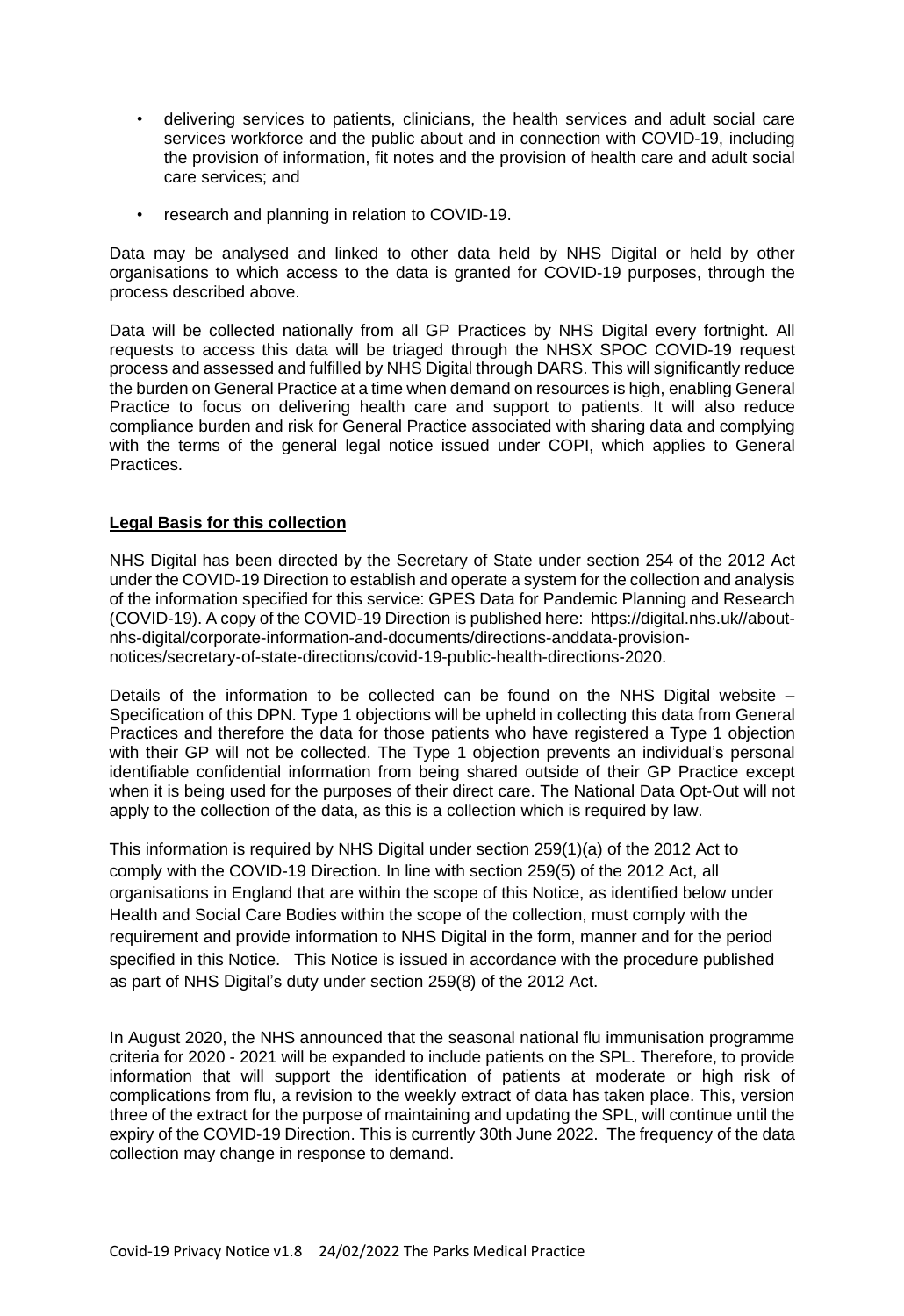- delivering services to patients, clinicians, the health services and adult social care services workforce and the public about and in connection with COVID-19, including the provision of information, fit notes and the provision of health care and adult social care services; and
- research and planning in relation to COVID-19.

Data may be analysed and linked to other data held by NHS Digital or held by other organisations to which access to the data is granted for COVID-19 purposes, through the process described above.

Data will be collected nationally from all GP Practices by NHS Digital every fortnight. All requests to access this data will be triaged through the NHSX SPOC COVID-19 request process and assessed and fulfilled by NHS Digital through DARS. This will significantly reduce the burden on General Practice at a time when demand on resources is high, enabling General Practice to focus on delivering health care and support to patients. It will also reduce compliance burden and risk for General Practice associated with sharing data and complying with the terms of the general legal notice issued under COPI, which applies to General Practices.

**Legal Basis for this collection**

NHS Digital has been directed by the Secretary of State under section 254 of the 2012 Act under the COVID-19 Direction to establish and operate a system for the collection and analysis of the information specified for this service: GPES Data for Pandemic Planning and Research (COVID-19). A copy of the COVID-19 Direction is published here: https://digital.nhs.uk//about-nhs-digital/corporate-information-and-documents/directions-anddata-provision-notices/secretary-of-state-directions/covid-19-public-health-directions-2020.

Details of the information to be collected can be found on the NHS Digital website – Specification of this DPN. Type 1 objections will be upheld in collecting this data from General Practices and therefore the data for those patients who have registered a Type 1 objection with their GP will not be collected. The Type 1 objection prevents an individual's personal identifiable confidential information from being shared outside of their GP Practice except when it is being used for the purposes of their direct care. The National Data Opt-Out will not apply to the collection of the data, as this is a collection which is required by law.

This information is required by NHS Digital under section 259(1)(a) of the 2012 Act to comply with the COVID-19 Direction. In line with section 259(5) of the 2012 Act, all organisations in England that are within the scope of this Notice, as identified below under Health and Social Care Bodies within the scope of the collection, must comply with the requirement and provide information to NHS Digital in the form, manner and for the period specified in this Notice. This Notice is issued in accordance with the procedure published as part of NHS Digital's duty under section 259(8) of the 2012 Act.

In August 2020, the NHS announced that the seasonal national flu immunisation programme criteria for 2020 - 2021 will be expanded to include patients on the SPL. Therefore, to provide information that will support the identification of patients at moderate or high risk of complications from flu, a revision to the weekly extract of data has taken place. This, version three of the extract for the purpose of maintaining and updating the SPL, will continue until the expiry of the COVID-19 Direction. This is currently 30th June 2022. The frequency of the data collection may change in response to demand.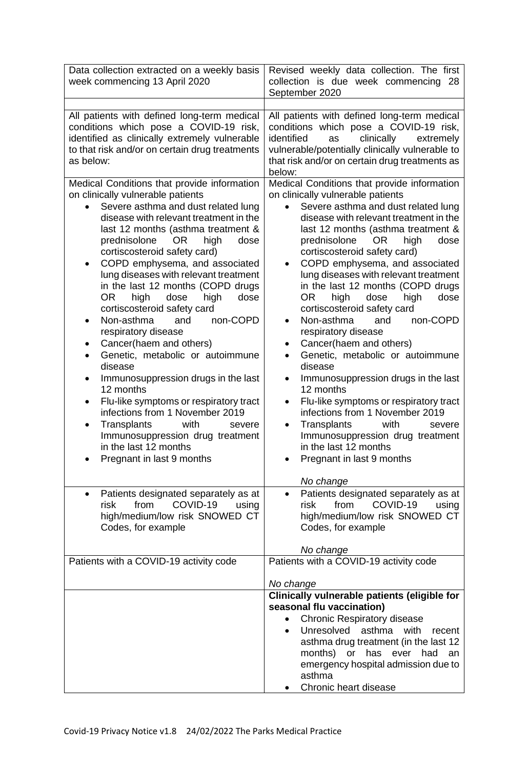| | |
|---|---|
| Data collection extracted on a weekly basis week commencing 13 April 2020 | Revised weekly data collection. The first collection is due week commencing 28 September 2020 |
| | |
| All patients with defined long-term medical conditions which pose a COVID-19 risk, identified as clinically extremely vulnerable to that risk and/or on certain drug treatments as below: | All patients with defined long-term medical conditions which pose a COVID-19 risk, identified as clinically extremely vulnerable/potentially clinically vulnerable to that risk and/or on certain drug treatments as below: |
| Medical Conditions that provide information on clinically vulnerable patients<br>• Severe asthma and dust related lung disease with relevant treatment in the last 12 months (asthma treatment & prednisolone OR high dose cortiscosteroid safety card)<br>• COPD emphysema, and associated lung diseases with relevant treatment in the last 12 months (COPD drugs OR high dose high dose cortiscosteroid safety card<br>• Non-asthma and non-COPD respiratory disease<br>• Cancer(haem and others)<br>• Genetic, metabolic or autoimmune disease<br>• Immunosuppression drugs in the last 12 months<br>• Flu-like symptoms or respiratory tract infections from 1 November 2019<br>• Transplants with severe Immunosuppression drug treatment in the last 12 months<br>• Pregnant in last 9 months | Medical Conditions that provide information on clinically vulnerable patients<br>• Severe asthma and dust related lung disease with relevant treatment in the last 12 months (asthma treatment & prednisolone OR high dose cortiscosteroid safety card)<br>• COPD emphysema, and associated lung diseases with relevant treatment in the last 12 months (COPD drugs OR high dose high dose cortiscosteroid safety card<br>• Non-asthma and non-COPD respiratory disease<br>• Cancer(haem and others)<br>• Genetic, metabolic or autoimmune disease<br>• Immunosuppression drugs in the last 12 months<br>• Flu-like symptoms or respiratory tract infections from 1 November 2019<br>• Transplants with severe Immunosuppression drug treatment in the last 12 months<br>• Pregnant in last 9 months<br><br>*No change* |
| • Patients designated separately as at risk from COVID-19 using high/medium/low risk SNOWED CT Codes, for example | • Patients designated separately as at risk from COVID-19 using high/medium/low risk SNOWED CT Codes, for example<br><br>*No change* |
| Patients with a COVID-19 activity code | Patients with a COVID-19 activity code<br><br>*No change* |
| | **Clinically vulnerable patients (eligible for seasonal flu vaccination)**<br>• Chronic Respiratory disease<br>• Unresolved asthma with recent asthma drug treatment (in the last 12 months) or has ever had an emergency hospital admission due to asthma<br>• Chronic heart disease |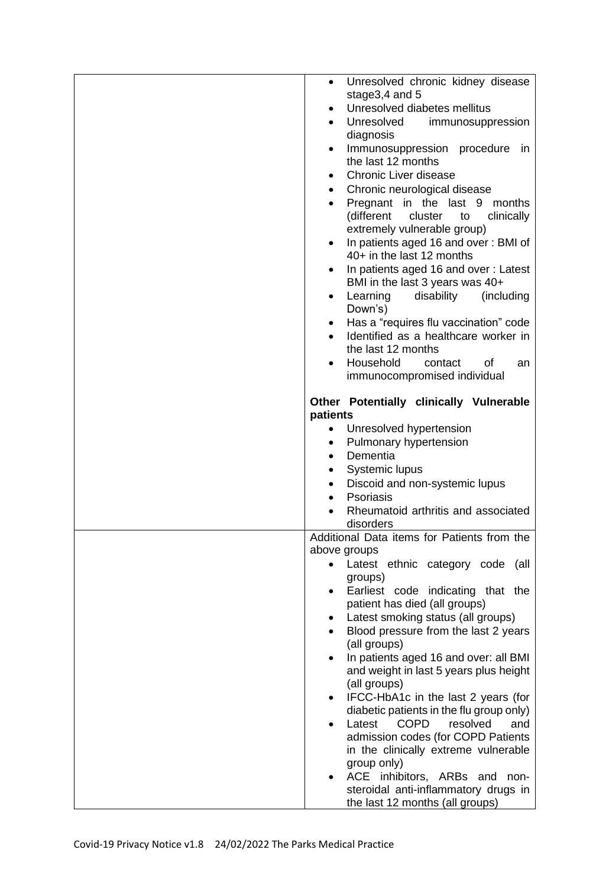| | |
|---|---|
| | <ul><li>Unresolved chronic kidney disease stage3,4 and 5</li><li>Unresolved diabetes mellitus</li><li>Unresolved immunosuppression diagnosis</li><li>Immunosuppression procedure in the last 12 months</li><li>Chronic Liver disease</li><li>Chronic neurological disease</li><li>Pregnant in the last 9 months (different cluster to clinically extremely vulnerable group)</li><li>In patients aged 16 and over : BMI of 40+ in the last 12 months</li><li>In patients aged 16 and over : Latest BMI in the last 3 years was 40+</li><li>Learning disability (including Down's)</li><li>Has a "requires flu vaccination" code</li><li>Identified as a healthcare worker in the last 12 months</li><li>Household contact of an immunocompromised individual</li></ul>**Other Potentially clinically Vulnerable patients**<ul><li>Unresolved hypertension</li><li>Pulmonary hypertension</li><li>Dementia</li><li>Systemic lupus</li><li>Discoid and non-systemic lupus</li><li>Psoriasis</li><li>Rheumatoid arthritis and associated disorders</li></ul> |
| | Additional Data items for Patients from the above groups<ul><li>Latest ethnic category code (all groups)</li><li>Earliest code indicating that the patient has died (all groups)</li><li>Latest smoking status (all groups)</li><li>Blood pressure from the last 2 years (all groups)</li><li>In patients aged 16 and over: all BMI and weight in last 5 years plus height (all groups)</li><li>IFCC-HbA1c in the last 2 years (for diabetic patients in the flu group only)</li><li>Latest COPD resolved and admission codes (for COPD Patients in the clinically extreme vulnerable group only)</li><li>ACE inhibitors, ARBs and non-steroidal anti-inflammatory drugs in the last 12 months (all groups)</li></ul> |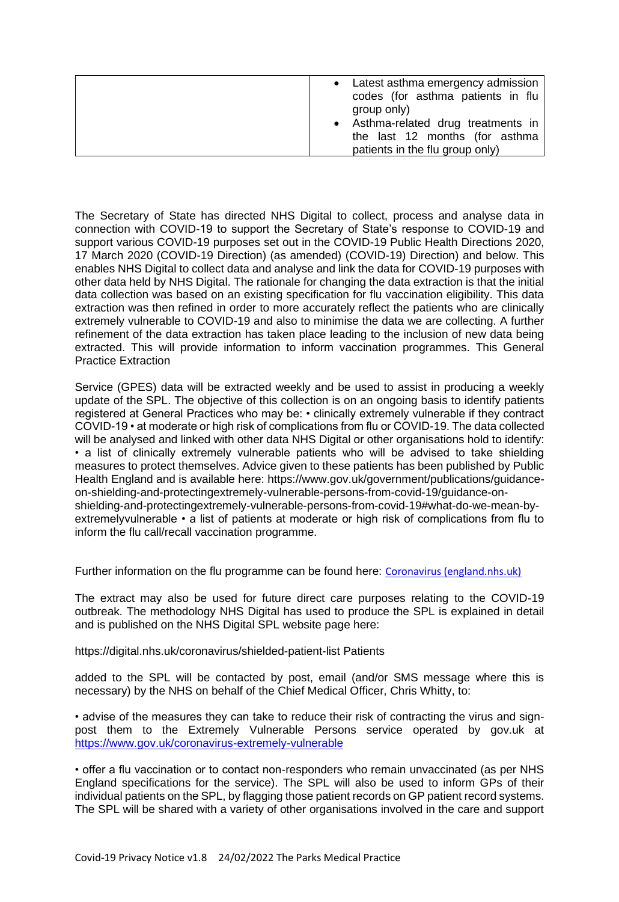| | |
|---|---|
| | • Latest asthma emergency admission codes (for asthma patients in flu group only)<br>• Asthma-related drug treatments in the last 12 months (for asthma patients in the flu group only) |

The Secretary of State has directed NHS Digital to collect, process and analyse data in connection with COVID-19 to support the Secretary of State's response to COVID-19 and support various COVID-19 purposes set out in the COVID-19 Public Health Directions 2020, 17 March 2020 (COVID-19 Direction) (as amended) (COVID-19) Direction) and below. This enables NHS Digital to collect data and analyse and link the data for COVID-19 purposes with other data held by NHS Digital. The rationale for changing the data extraction is that the initial data collection was based on an existing specification for flu vaccination eligibility. This data extraction was then refined in order to more accurately reflect the patients who are clinically extremely vulnerable to COVID-19 and also to minimise the data we are collecting. A further refinement of the data extraction has taken place leading to the inclusion of new data being extracted. This will provide information to inform vaccination programmes. This General Practice Extraction

Service (GPES) data will be extracted weekly and be used to assist in producing a weekly update of the SPL. The objective of this collection is on an ongoing basis to identify patients registered at General Practices who may be: • clinically extremely vulnerable if they contract COVID-19 • at moderate or high risk of complications from flu or COVID-19. The data collected will be analysed and linked with other data NHS Digital or other organisations hold to identify: • a list of clinically extremely vulnerable patients who will be advised to take shielding measures to protect themselves. Advice given to these patients has been published by Public Health England and is available here: https://www.gov.uk/government/publications/guidance-on-shielding-and-protectingextremely-vulnerable-persons-from-covid-19/guidance-on-shielding-and-protectingextremely-vulnerable-persons-from-covid-19#what-do-we-mean-by-extremelyvulnerable • a list of patients at moderate or high risk of complications from flu to inform the flu call/recall vaccination programme.

Further information on the flu programme can be found here: [Coronavirus (england.nhs.uk)](https://www.england.nhs.uk)

The extract may also be used for future direct care purposes relating to the COVID-19 outbreak. The methodology NHS Digital has used to produce the SPL is explained in detail and is published on the NHS Digital SPL website page here:

https://digital.nhs.uk/coronavirus/shielded-patient-list Patients

added to the SPL will be contacted by post, email (and/or SMS message where this is necessary) by the NHS on behalf of the Chief Medical Officer, Chris Whitty, to:

• advise of the measures they can take to reduce their risk of contracting the virus and sign-post them to the Extremely Vulnerable Persons service operated by gov.uk at https://www.gov.uk/coronavirus-extremely-vulnerable

• offer a flu vaccination or to contact non-responders who remain unvaccinated (as per NHS England specifications for the service). The SPL will also be used to inform GPs of their individual patients on the SPL, by flagging those patient records on GP patient record systems. The SPL will be shared with a variety of other organisations involved in the care and support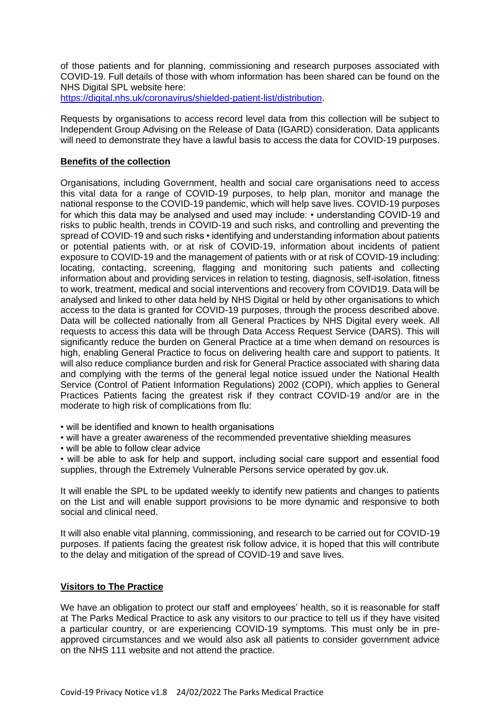of those patients and for planning, commissioning and research purposes associated with COVID-19. Full details of those with whom information has been shared can be found on the NHS Digital SPL website here:
[https://digital.nhs.uk/coronavirus/shielded-patient-list/distribution](https://digital.nhs.uk/coronavirus/shielded-patient-list/distribution).

Requests by organisations to access record level data from this collection will be subject to Independent Group Advising on the Release of Data (IGARD) consideration. Data applicants will need to demonstrate they have a lawful basis to access the data for COVID-19 purposes.

**Benefits of the collection**

Organisations, including Government, health and social care organisations need to access this vital data for a range of COVID-19 purposes, to help plan, monitor and manage the national response to the COVID-19 pandemic, which will help save lives. COVID-19 purposes for which this data may be analysed and used may include: • understanding COVID-19 and risks to public health, trends in COVID-19 and such risks, and controlling and preventing the spread of COVID-19 and such risks • identifying and understanding information about patients or potential patients with, or at risk of COVID-19, information about incidents of patient exposure to COVID-19 and the management of patients with or at risk of COVID-19 including: locating, contacting, screening, flagging and monitoring such patients and collecting information about and providing services in relation to testing, diagnosis, self-isolation, fitness to work, treatment, medical and social interventions and recovery from COVID19. Data will be analysed and linked to other data held by NHS Digital or held by other organisations to which access to the data is granted for COVID-19 purposes, through the process described above. Data will be collected nationally from all General Practices by NHS Digital every week. All requests to access this data will be through Data Access Request Service (DARS). This will significantly reduce the burden on General Practice at a time when demand on resources is high, enabling General Practice to focus on delivering health care and support to patients. It will also reduce compliance burden and risk for General Practice associated with sharing data and complying with the terms of the general legal notice issued under the National Health Service (Control of Patient Information Regulations) 2002 (COPI), which applies to General Practices Patients facing the greatest risk if they contract COVID-19 and/or are in the moderate to high risk of complications from flu:

- will be identified and known to health organisations
- will have a greater awareness of the recommended preventative shielding measures
- will be able to follow clear advice
- will be able to ask for help and support, including social care support and essential food supplies, through the Extremely Vulnerable Persons service operated by gov.uk.

It will enable the SPL to be updated weekly to identify new patients and changes to patients on the List and will enable support provisions to be more dynamic and responsive to both social and clinical need.

It will also enable vital planning, commissioning, and research to be carried out for COVID-19 purposes. If patients facing the greatest risk follow advice, it is hoped that this will contribute to the delay and mitigation of the spread of COVID-19 and save lives.

**Visitors to The Practice**

We have an obligation to protect our staff and employees' health, so it is reasonable for staff at The Parks Medical Practice to ask any visitors to our practice to tell us if they have visited a particular country, or are experiencing COVID-19 symptoms. This must only be in pre-approved circumstances and we would also ask all patients to consider government advice on the NHS 111 website and not attend the practice.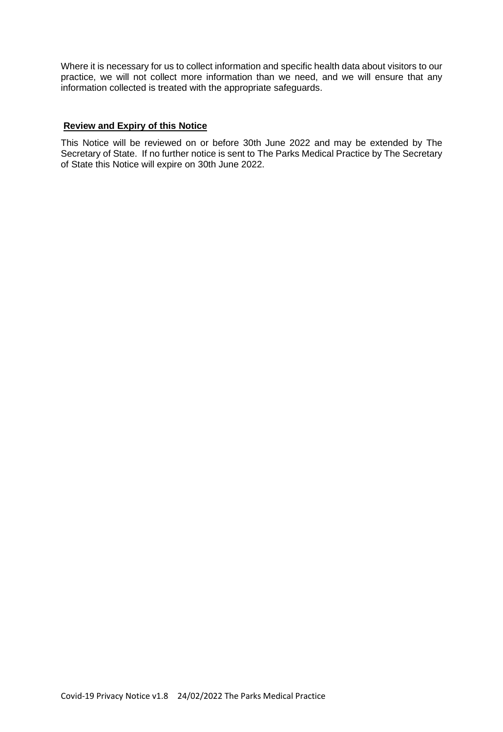Where it is necessary for us to collect information and specific health data about visitors to our practice, we will not collect more information than we need, and we will ensure that any information collected is treated with the appropriate safeguards.

## Review and Expiry of this Notice

This Notice will be reviewed on or before 30th June 2022 and may be extended by The Secretary of State. If no further notice is sent to The Parks Medical Practice by The Secretary of State this Notice will expire on 30th June 2022.